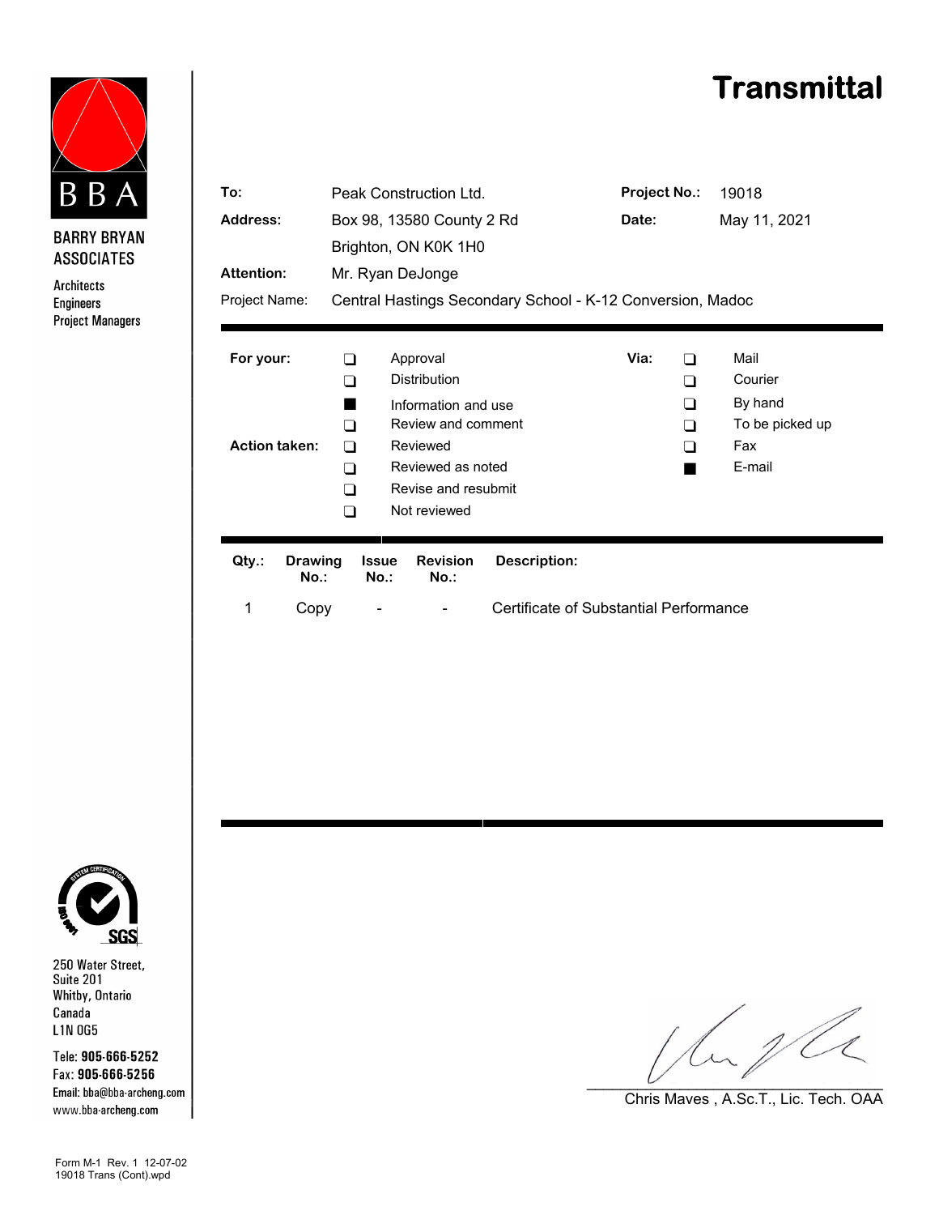BBA

**BARRY BRYAN ASSOCIATES**

Architects
Engineers
Project Managers

# Transmittal

| | | | |
|---|---|---|---|
| **To:** | Peak Construction Ltd. | **Project No.:** | 19018 |
| **Address:** | Box 98, 13580 County 2 Rd | **Date:** | May 11, 2021 |
| | Brighton, ON K0K 1H0 | | |
| **Attention:** | Mr. Ryan DeJonge | | |
| Project Name: | Central Hastings Secondary School - K-12 Conversion, Madoc | | |

**For your:**

- ☐ Approval
- ☐ Distribution
- ■ Information and use
- ☐ Review and comment

**Action taken:**

- ☐ Reviewed
- ☐ Reviewed as noted
- ☐ Revise and resubmit
- ☐ Not reviewed

**Via:**

- ☐ Mail
- ☐ Courier
- ☐ By hand
- ☐ To be picked up
- ☐ Fax
- ■ E-mail

| Qty.: | Drawing No.: | Issue No.: | Revision No.: | Description: |
|---|---|---|---|---|
| 1 | Copy | - | - | Certificate of Substantial Performance |

Chris Maves , A.Sc.T., Lic. Tech. OAA

250 Water Street,
Suite 201
Whitby, Ontario
Canada
L1N 0G5

Tele: **905-666-5252**
Fax: **905-666-5256**
Email: bba@bba-archeng.com
www.bba-archeng.com

Form M-1 Rev. 1 12-07-02
19018 Trans (Cont).wpd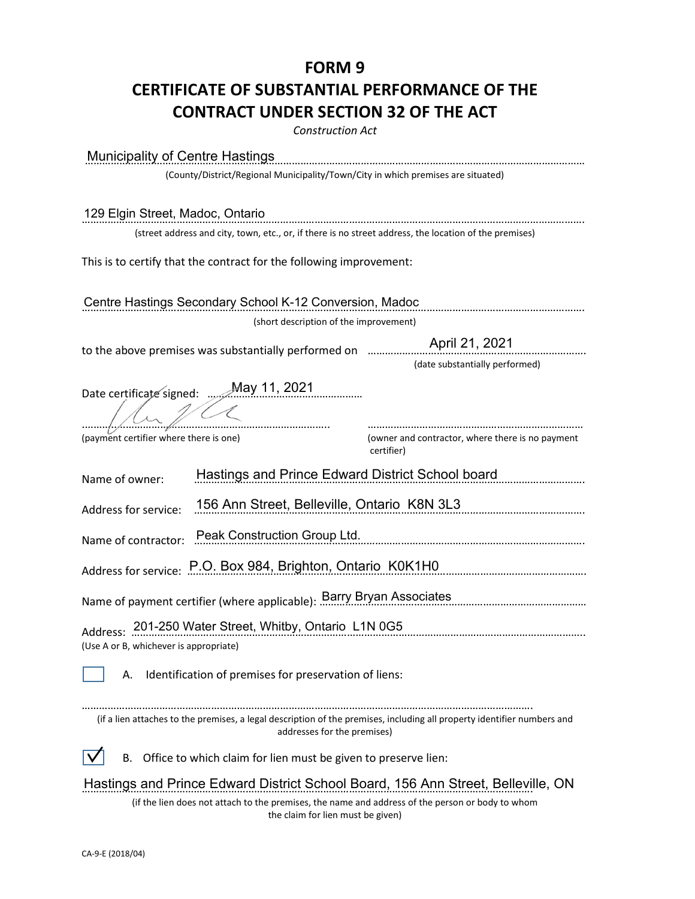# FORM 9

# CERTIFICATE OF SUBSTANTIAL PERFORMANCE OF THE CONTRACT UNDER SECTION 32 OF THE ACT

*Construction Act*

Municipality of Centre Hastings
(County/District/Regional Municipality/Town/City in which premises are situated)

129 Elgin Street, Madoc, Ontario
(street address and city, town, etc., or, if there is no street address, the location of the premises)

This is to certify that the contract for the following improvement:

Centre Hastings Secondary School K-12 Conversion, Madoc
(short description of the improvement)

to the above premises was substantially performed on April 21, 2021
(date substantially performed)

Date certificate signed: May 11, 2021

(payment certifier where there is one)

(owner and contractor, where there is no payment certifier)

Name of owner: Hastings and Prince Edward District School board

Address for service: 156 Ann Street, Belleville, Ontario K8N 3L3

Name of contractor: Peak Construction Group Ltd.

Address for service: P.O. Box 984, Brighton, Ontario K0K1H0

Name of payment certifier (where applicable): Barry Bryan Associates

Address: 201-250 Water Street, Whitby, Ontario L1N 0G5

(Use A or B, whichever is appropriate)

☐ A. Identification of premises for preservation of liens:

(if a lien attaches to the premises, a legal description of the premises, including all property identifier numbers and addresses for the premises)

☑ B. Office to which claim for lien must be given to preserve lien:

Hastings and Prince Edward District School Board, 156 Ann Street, Belleville, ON

(if the lien does not attach to the premises, the name and address of the person or body to whom the claim for lien must be given)

CA-9-E (2018/04)